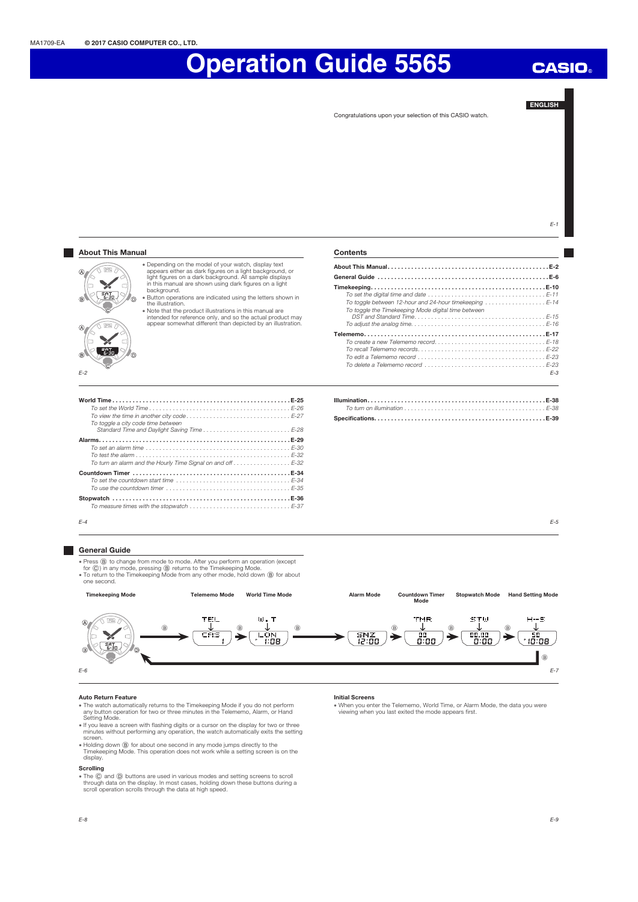MA1709-EA © 2017 CASIO COMPUTER CO., LTD.

# Operation Guide 5565

CASIO

ENGLISH

Congratulations upon your selection of this CASIO watch.

## About This Manual

- Depending on the model of your watch, display text appears either as dark figures on a light background, or light figures on a dark background. All sample displays in this manual are shown using dark figures on a light background.
- Button operations are indicated using the letters shown in the illustration.
- Note that the product illustrations in this manual are intended for reference only, and so the actual product may appear somewhat different than depicted by an illustration.

## Contents

**About This Manual** ........ E-2

**General Guide** ........ E-6

**Timekeeping** ........ E-10

*To set the digital time and date* ........ E-11

*To toggle between 12-hour and 24-hour timekeeping* ........ E-14

*To toggle the Timekeeping Mode digital time between DST and Standard Time* ........ E-15

*To adjust the analog time* ........ E-16

**Telememo** ........ E-17

*To create a new Telememo record* ........ E-18

*To recall Telememo records* ........ E-22

*To edit a Telememo record* ........ E-23

*To delete a Telememo record* ........ E-23

**World Time** ........ E-25

*To set the World Time* ........ E-26

*To view the time in another city code* ........ E-27

*To toggle a city code time between Standard Time and Daylight Saving Time* ........ E-28

**Alarms** ........ E-29

*To set an alarm time* ........ E-30

*To test the alarm* ........ E-32

*To turn an alarm and the Hourly Time Signal on and off* ........ E-32

**Countdown Timer** ........ E-34

*To set the countdown start time* ........ E-34

*To use the countdown timer* ........ E-35

**Stopwatch** ........ E-36

*To measure times with the stopwatch* ........ E-37

**Illumination** ........ E-38

*To turn on illumination* ........ E-38

**Specifications** ........ E-39

## General Guide

- Press Ⓑ to change from mode to mode. After you perform an operation (except for Ⓒ) in any mode, pressing Ⓑ returns to the Timekeeping Mode.
- To return to the Timekeeping Mode from any other mode, hold down Ⓑ for about one second.

Timekeeping Mode → Ⓑ → Telememo Mode (TEL) → Ⓑ → World Time Mode (W.T) → Ⓑ → Alarm Mode → Ⓑ → Countdown Timer Mode (TMR) → Ⓑ → Stopwatch Mode (STW) → Ⓑ → Hand Setting Mode (H-S) → Ⓑ → Timekeeping Mode

### Auto Return Feature

- The watch automatically returns to the Timekeeping Mode if you do not perform any button operation for two or three minutes in the Telememo, Alarm, or Hand Setting Mode.
- If you leave a screen with flashing digits or a cursor on the display for two or three minutes without performing any operation, the watch automatically exits the setting screen.
- Holding down Ⓑ for about one second in any mode jumps directly to the Timekeeping Mode. This operation does not work while a setting screen is on the display.

### Scrolling

- The Ⓒ and Ⓓ buttons are used in various modes and setting screens to scroll through data on the display. In most cases, holding down these buttons during a scroll operation scrolls through the data at high speed.

### Initial Screens

- When you enter the Telememo, World Time, or Alarm Mode, the data you were viewing when you last exited the mode appears first.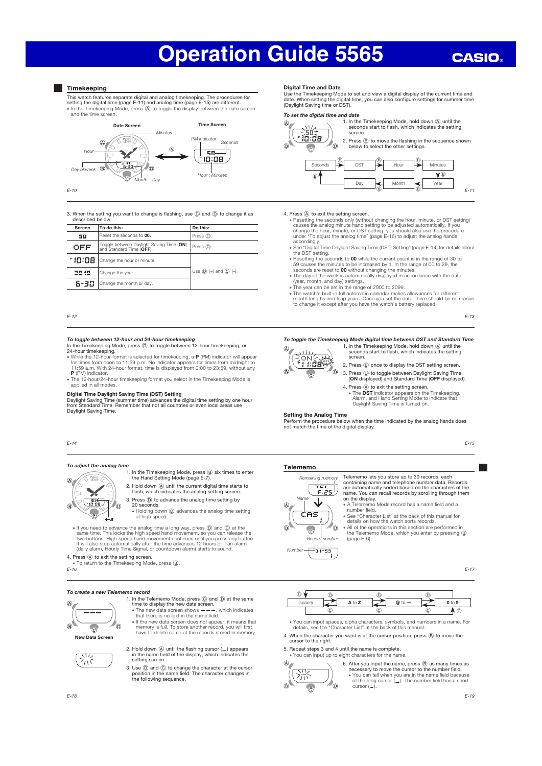# Operation Guide 5565

## Timekeeping

This watch features separate digital and analog timekeeping. The procedures for setting the digital time (page E-11) and analog time (page E-15) are different.

- In the Timekeeping Mode, press Ⓐ to toggle the display between the date screen and the time screen.

Date Screen — Minutes, Hour, Day of week, Month – Day

Time Screen — PM indicator, Seconds, Hour : Minutes

### Digital Time and Date

Use the Timekeeping Mode to set and view a digital display of the current time and date. When setting the digital time, you can also configure settings for summer time (Daylight Saving time or DST).

*To set the digital time and date*

1. In the Timekeeping Mode, hold down Ⓐ until the seconds start to flash, which indicates the setting screen.
2. Press Ⓑ to move the flashing in the sequence shown below to select the other settings.

Seconds → DST → Hour → Minutes → Year → Month → Day → Seconds

3. When the setting you want to change is flashing, use Ⓒ and Ⓓ to change it as described below.

| Screen | To do this: | Do this: |
|---|---|---|
| 00 | Reset the seconds to **00.** | Press Ⓓ. |
| OFF | Toggle between Daylight Saving Time (**ON**) and Standard Time (**OFF**). | Press Ⓓ. |
| 10:08 | Change the hour or minute. | Use Ⓓ (+) and Ⓒ (–). |
| 2018 | Change the year. | |
| 6-30 | Change the month or day. | |

4. Press Ⓐ to exit the setting screen.
   - Resetting the seconds only (without changing the hour, minute, or DST setting) causes the analog minute hand setting to be adjusted automatically. If you change the hour, minute, or DST setting, you should also use the procedure under "To adjust the analog time" (page E-16) to adjust the analog hands accordingly.
   - See "Digital Time Daylight Saving Time (DST) Setting" (page E-14) for details about the DST setting.
   - Resetting the seconds to **00** while the current count is in the range of 30 to 59 causes the minutes to be increased by 1. In the range of 00 to 29, the seconds are reset to **00** without changing the minutes.
   - The day of the week is automatically displayed in accordance with the date (year, month, and day) settings.
   - The year can be set in the range of 2000 to 2099.
   - The watch's built-in full automatic calendar makes allowances for different month lengths and leap years. Once you set the date, there should be no reason to change it except after you have the watch's battery replaced.

*To toggle between 12-hour and 24-hour timekeeping*

In the Timekeeping Mode, press Ⓓ to toggle between 12-hour timekeeping, or 24-hour timekeeping.

- While the 12-hour format is selected for timekeeping, a **P** (PM) indicator will appear for times from noon to 11:59 p.m. No indicator appears for times from midnight to 11:59 a.m. With 24-hour format, time is displayed from 0:00 to 23:59, without any **P** (PM) indicator.
- The 12-hour/24-hour timekeeping format you select in the Timekeeping Mode is applied in all modes.

### Digital Time Daylight Saving Time (DST) Setting

Daylight Saving Time (summer time) advances the digital time setting by one hour from Standard Time. Remember that not all countries or even local areas use Daylight Saving Time.

*To toggle the Timekeeping Mode digital time between DST and Standard Time*

1. In the Timekeeping Mode, hold down Ⓐ until the seconds start to flash, which indicates the setting screen.
2. Press Ⓑ once to display the DST setting screen.
3. Press Ⓓ to toggle between Daylight Saving Time (**ON** displayed) and Standard Time (**OFF** displayed).
4. Press Ⓐ to exit the setting screen.
   - The **DST** indicator appears on the Timekeeping, Alarm, and Hand Setting Mode to indicate that Daylight Saving Time is turned on.

### Setting the Analog Time

Perform the procedure below when the time indicated by the analog hands does not match the time of the digital display.

*To adjust the analog time*

1. In the Timekeeping Mode, press Ⓑ six times to enter the Hand Setting Mode (page E-7).
2. Hold down Ⓐ until the current digital time starts to flash, which indicates the analog setting screen.
3. Press Ⓓ to advance the analog time setting by 20 seconds.
   - Holding down Ⓓ advances the analog time setting at high speed.

- If you need to advance the analog time a long way, press Ⓓ and Ⓒ at the same time. This locks the high speed hand movement, so you can release the two buttons. High-speed hand movement continues until you press any button. It will also stop automatically after the time advances 12 hours or if an alarm (daily alarm, Hourly Time Signal, or countdown alarm) starts to sound.

4. Press Ⓐ to exit the setting screen.
   - To return to the Timekeeping Mode, press Ⓑ.

## Telememo

Telememo lets you store up to 30 records, each containing name and telephone number data. Records are automatically sorted based on the characters of the name. You can recall records by scrolling through them on the display.

- A Telememo Mode record has a name field and a number field.
- See "Character List" at the back of this manual for details on how the watch sorts records.
- All of the operations in this section are performed in the Telememo Mode, which you enter by pressing Ⓑ (page E-6).

Remaining memory, Name, Record number, Number

*To create a new Telememo record*

1. In the Telememo Mode, press Ⓒ and Ⓓ at the same time to display the new data screen.
   - The new data screen shows – – –, which indicates that there is no text in the name field.
   - If the new data screen does not appear, it means that memory is full. To store another record, you will first have to delete some of the records stored in memory.

New Data Screen

2. Hold down Ⓐ until the flashing cursor (_) appears in the name field of the display, which indicates the setting screen.
3. Use Ⓓ and Ⓒ to change the character at the cursor position in the name field. The character changes in the following sequence.

(space) ⇄ A to Z ⇄ @ to – ⇄ 0 to 9 ⇄ (space) — Ⓓ forward, Ⓒ backward

- You can input spaces, alpha characters, symbols, and numbers in a name. For details, see the "Character List" at the back of this manual.

4. When the character you want is at the cursor position, press Ⓑ to move the cursor to the right.
5. Repeat steps 3 and 4 until the name is complete.
   - You can input up to eight characters for the name.
6. After you input the name, press Ⓑ as many times as necessary to move the cursor to the number field.
   - You can tell when you are in the name field because of the long cursor (\_\_). The number field has a short cursor (\_).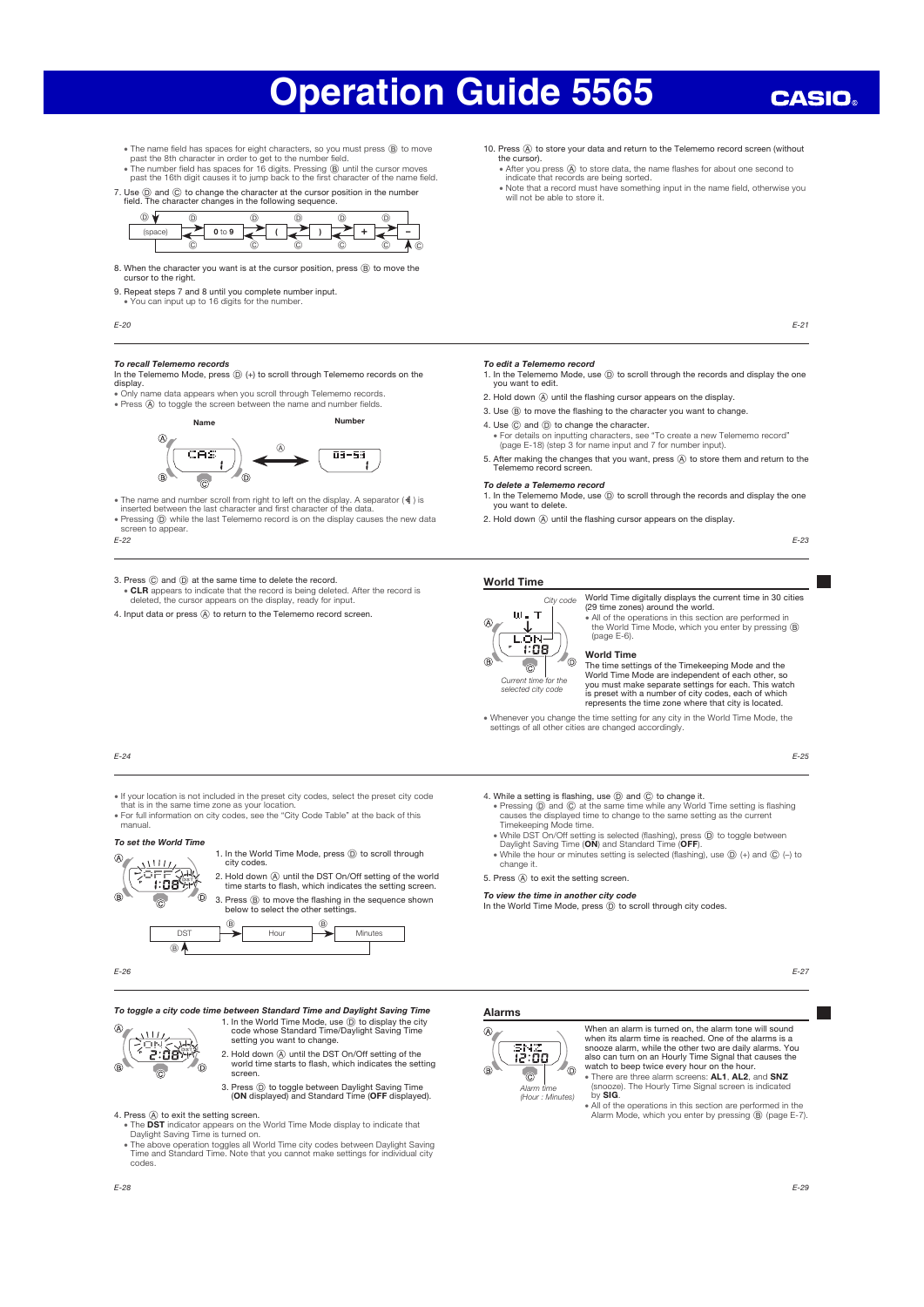# Operation Guide 5565

- The name field has spaces for eight characters, so you must press Ⓑ to move past the 8th character in order to get to the number field.
- The number field has spaces for 16 digits. Pressing Ⓑ until the cursor moves past the 16th digit causes it to jump back to the first character of the name field.

7. Use Ⓓ and Ⓒ to change the character at the cursor position in the number field. The character changes in the following sequence.

(space) ⇄ 0 to 9 ⇄ ( ⇄ ) ⇄ + ⇄ –

8. When the character you want is at the cursor position, press Ⓑ to move the cursor to the right.

9. Repeat steps 7 and 8 until you complete number input.
   - You can input up to 16 digits for the number.

10. Press Ⓐ to store your data and return to the Telememo record screen (without the cursor).
   - After you press Ⓐ to store data, the name flashes for about one second to indicate that records are being sorted.
   - Note that a record must have something input in the name field, otherwise you will not be able to store it.

*To recall Telememo records*

In the Telememo Mode, press Ⓓ (+) to scroll through Telememo records on the display.

- Only name data appears when you scroll through Telememo records.
- Press Ⓐ to toggle the screen between the name and number fields.

Name ⇄ Number

- The name and number scroll from right to left on the display. A separator (⫷) is inserted between the last character and first character of the data.
- Pressing Ⓓ while the last Telememo record is on the display causes the new data screen to appear.

*To edit a Telememo record*

1. In the Telememo Mode, use Ⓓ to scroll through the records and display the one you want to edit.
2. Hold down Ⓐ until the flashing cursor appears on the display.
3. Use Ⓑ to move the flashing to the character you want to change.
4. Use Ⓒ and Ⓓ to change the character.
   - For details on inputting characters, see "To create a new Telememo record" (page E-18) (step 3 for name input and 7 for number input).
5. After making the changes that you want, press Ⓐ to store them and return to the Telememo record screen.

*To delete a Telememo record*

1. In the Telememo Mode, use Ⓓ to scroll through the records and display the one you want to delete.
2. Hold down Ⓐ until the flashing cursor appears on the display.
3. Press Ⓒ and Ⓓ at the same time to delete the record.
   - **CLR** appears to indicate that the record is being deleted. After the record is deleted, the cursor appears on the display, ready for input.
4. Input data or press Ⓐ to return to the Telememo record screen.

## World Time

City code

Current time for the selected city code

World Time digitally displays the current time in 30 cities (29 time zones) around the world.

- All of the operations in this section are performed in the World Time Mode, which you enter by pressing Ⓑ (page E-6).

### World Time

The time settings of the Timekeeping Mode and the World Time Mode are independent of each other, so you must make separate settings for each. This watch is preset with a number of city codes, each of which represents the time zone where that city is located.

- Whenever you change the time setting for any city in the World Time Mode, the settings of all other cities are changed accordingly.
- If your location is not included in the preset city codes, select the preset city code that is in the same time zone as your location.
- For full information on city codes, see the "City Code Table" at the back of this manual.

*To set the World Time*

1. In the World Time Mode, press Ⓓ to scroll through city codes.
2. Hold down Ⓐ until the DST On/Off setting of the world time starts to flash, which indicates the setting screen.
3. Press Ⓑ to move the flashing in the sequence shown below to select the other settings.

DST → Hour → Minutes → (back to DST)

4. While a setting is flashing, use Ⓓ and Ⓒ to change it.
   - Pressing Ⓓ and Ⓒ at the same time while any World Time setting is flashing causes the displayed time to change to the same setting as the current Timekeeping Mode time.
   - While DST On/Off setting is selected (flashing), press Ⓓ to toggle between Daylight Saving Time (**ON**) and Standard Time (**OFF**).
   - While the hour or minutes setting is selected (flashing), use Ⓓ (+) and Ⓒ (–) to change it.
5. Press Ⓐ to exit the setting screen.

*To view the time in another city code*

In the World Time Mode, press Ⓓ to scroll through city codes.

*To toggle a city code time between Standard Time and Daylight Saving Time*

1. In the World Time Mode, use Ⓓ to display the city code whose Standard Time/Daylight Saving Time setting you want to change.
2. Hold down Ⓐ until the DST On/Off setting of the world time starts to flash, which indicates the setting screen.
3. Press Ⓓ to toggle between Daylight Saving Time (**ON** displayed) and Standard Time (**OFF** displayed).
4. Press Ⓐ to exit the setting screen.
   - The **DST** indicator appears on the World Time Mode display to indicate that Daylight Saving Time is turned on.
   - The above operation toggles all World Time city codes between Daylight Saving Time and Standard Time. Note that you cannot make settings for individual city codes.

## Alarms

Alarm time (Hour : Minutes)

When an alarm is turned on, the alarm tone will sound when its alarm time is reached. One of the alarms is a snooze alarm, while the other two are daily alarms. You also can turn on an Hourly Time Signal that causes the watch to beep twice every hour on the hour.

- There are three alarm screens: **AL1**, **AL2**, and **SNZ** (snooze). The Hourly Time Signal screen is indicated by **SIG**.
- All of the operations in this section are performed in the Alarm Mode, which you enter by pressing Ⓑ (page E-7).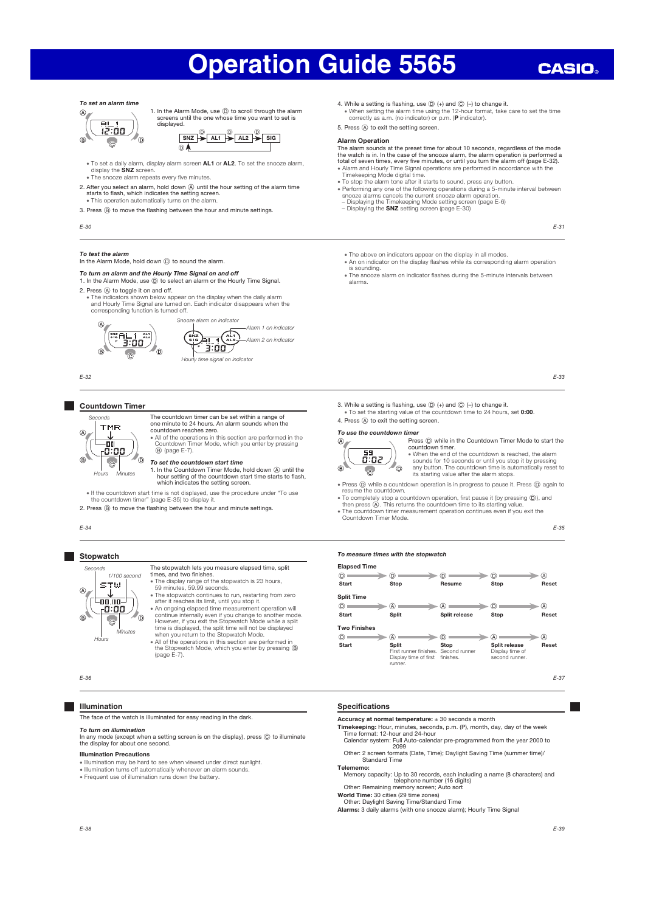# Operation Guide 5565

*To set an alarm time*

1. In the Alarm Mode, use Ⓓ to scroll through the alarm screens until the one whose time you want to set is displayed.

SNZ → AL1 → AL2 → SIG

- To set a daily alarm, display alarm screen **AL1** or **AL2**. To set the snooze alarm, display the **SNZ** screen.
- The snooze alarm repeats every five minutes.

2. After you select an alarm, hold down Ⓐ until the hour setting of the alarm time starts to flash, which indicates the setting screen.
   - This operation automatically turns on the alarm.
3. Press Ⓑ to move the flashing between the hour and minute settings.
4. While a setting is flashing, use Ⓓ (+) and Ⓒ (–) to change it.
   - When setting the alarm time using the 12-hour format, take care to set the time correctly as a.m. (no indicator) or p.m. (**P** indicator).
5. Press Ⓐ to exit the setting screen.

### Alarm Operation

The alarm sounds at the preset time for about 10 seconds, regardless of the mode the watch is in. In the case of the snooze alarm, the alarm operation is performed a total of seven times, every five minutes, or until you turn the alarm off (page E-32).

- Alarm and Hourly Time Signal operations are performed in accordance with the Timekeeping Mode digital time.
- To stop the alarm tone after it starts to sound, press any button.
- Performing any one of the following operations during a 5-minute interval between snooze alarms cancels the current snooze alarm operation.
  - Displaying the Timekeeping Mode setting screen (page E-6)
  - Displaying the **SNZ** setting screen (page E-30)

*To test the alarm*

In the Alarm Mode, hold down Ⓓ to sound the alarm.

*To turn an alarm and the Hourly Time Signal on and off*

1. In the Alarm Mode, use Ⓓ to select an alarm or the Hourly Time Signal.
2. Press Ⓐ to toggle it on and off.
   - The indicators shown below appear on the display when the daily alarm and Hourly Time Signal are turned on. Each indicator disappears when the corresponding function is turned off.

Snooze alarm on indicator
Alarm 1 on indicator
Alarm 2 on indicator
Hourly time signal on indicator

- The above on indicators appear on the display in all modes.
- An on indicator on the display flashes while its corresponding alarm operation is sounding.
- The snooze alarm on indicator flashes during the 5-minute intervals between alarms.

## Countdown Timer

Seconds
Hours Minutes

The countdown timer can be set within a range of one minute to 24 hours. An alarm sounds when the countdown reaches zero.

- All of the operations in this section are performed in the Countdown Timer Mode, which you enter by pressing Ⓑ (page E-7).

*To set the countdown start time*

1. In the Countdown Timer Mode, hold down Ⓐ until the hour setting of the countdown start time starts to flash, which indicates the setting screen.

- If the countdown start time is not displayed, use the procedure under "To use the countdown timer" (page E-35) to display it.

2. Press Ⓑ to move the flashing between the hour and minute settings.
3. While a setting is flashing, use Ⓓ (+) and Ⓒ (–) to change it.
   - To set the starting value of the countdown time to 24 hours, set **0:00**.
4. Press Ⓐ to exit the setting screen.

*To use the countdown timer*

Press Ⓓ while in the Countdown Timer Mode to start the countdown timer.

- When the end of the countdown is reached, the alarm sounds for 10 seconds or until you stop it by pressing any button. The countdown time is automatically reset to its starting value after the alarm stops.
- Press Ⓓ while a countdown operation is in progress to pause it. Press Ⓓ again to resume the countdown.
- To completely stop a countdown operation, first pause it (by pressing Ⓓ), and then press Ⓐ. This returns the countdown time to its starting value.
- The countdown timer measurement operation continues even if you exit the Countdown Timer Mode.

## Stopwatch

Seconds
1/100 second
Hours
Minutes

The stopwatch lets you measure elapsed time, split times, and two finishes.

- The display range of the stopwatch is 23 hours, 59 minutes, 59.99 seconds.
- The stopwatch continues to run, restarting from zero after it reaches its limit, until you stop it.
- An ongoing elapsed time measurement operation will continue internally even if you change to another mode. However, if you exit the Stopwatch Mode while a split time is displayed, the split time will not be displayed when you return to the Stopwatch Mode.
- All of the operations in this section are performed in the Stopwatch Mode, which you enter by pressing Ⓑ (page E-7).

*To measure times with the stopwatch*

**Elapsed Time**

Ⓓ Start → Ⓓ Stop → Ⓓ Resume → Ⓓ Stop → Ⓐ Reset

**Split Time**

Ⓓ Start → Ⓐ Split → Ⓐ Split release → Ⓓ Stop → Ⓐ Reset

**Two Finishes**

Ⓓ Start → Ⓐ Split (First runner finishes. Display time of first runner.) → Ⓓ Stop (Second runner finishes.) → Ⓐ Split release (Display time of second runner.) → Ⓐ Reset

## Illumination

The face of the watch is illuminated for easy reading in the dark.

*To turn on illumination*

In any mode (except when a setting screen is on the display), press Ⓒ to illuminate the display for about one second.

**Illumination Precautions**

- Illumination may be hard to see when viewed under direct sunlight.
- Illumination turns off automatically whenever an alarm sounds.
- Frequent use of illumination runs down the battery.

## Specifications

**Accuracy at normal temperature:** ± 30 seconds a month

**Timekeeping:** Hour, minutes, seconds, p.m. (P), month, day, day of the week
Time format: 12-hour and 24-hour
Calendar system: Full Auto-calendar pre-programmed from the year 2000 to 2099
Other: 2 screen formats (Date, Time); Daylight Saving Time (summer time)/ Standard Time

**Telememo:**
Memory capacity: Up to 30 records, each including a name (8 characters) and telephone number (16 digits)
Other: Remaining memory screen; Auto sort

**World Time:** 30 cities (29 time zones)
Other: Daylight Saving Time/Standard Time

**Alarms:** 3 daily alarms (with one snooze alarm); Hourly Time Signal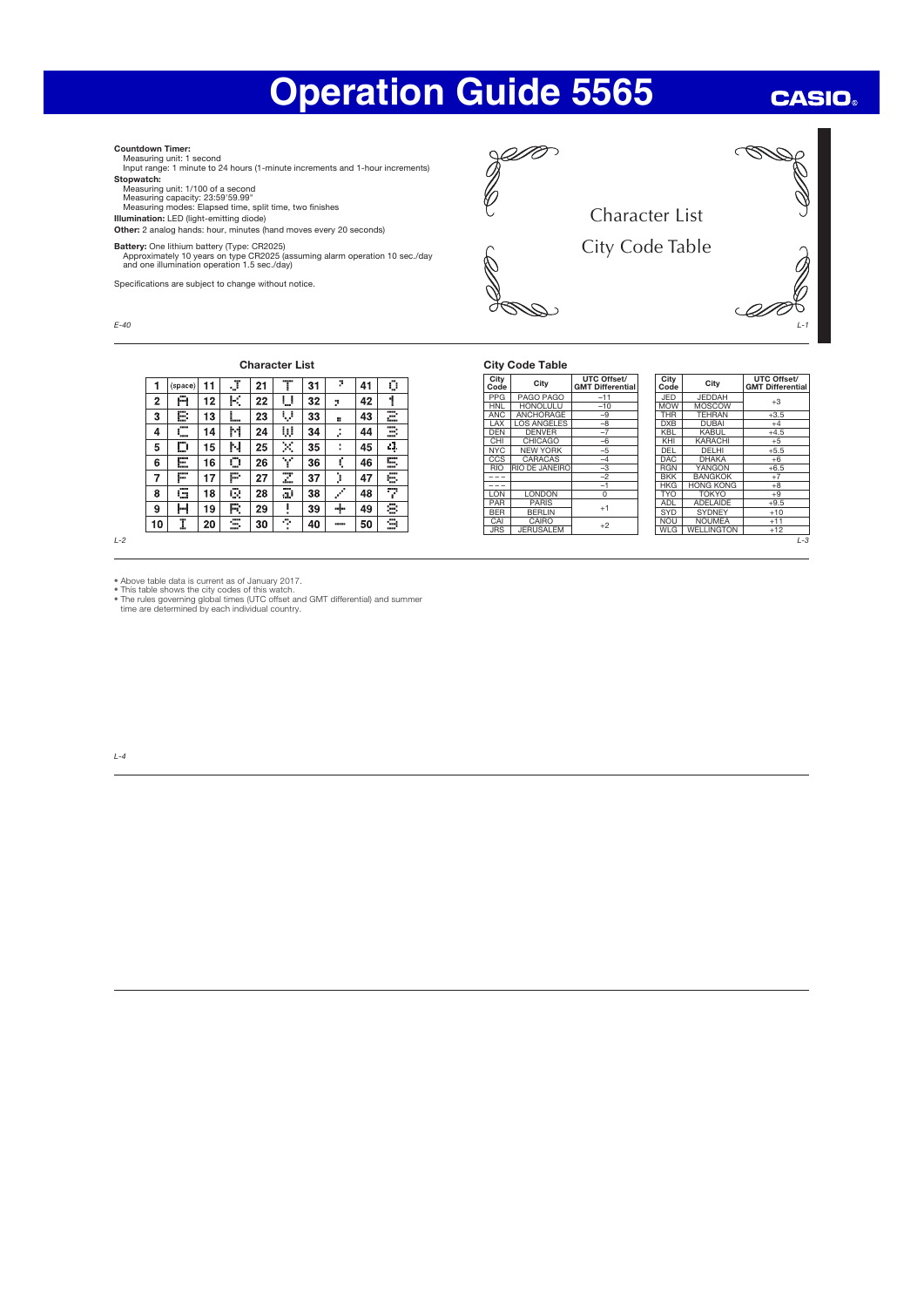**Countdown Timer:**
Measuring unit: 1 second
Input range: 1 minute to 24 hours (1-minute increments and 1-hour increments)

**Stopwatch:**
Measuring unit: 1/100 of a second
Measuring capacity: 23:59'59.99"
Measuring modes: Elapsed time, split time, two finishes

**Illumination:** LED (light-emitting diode)

**Other:** 2 analog hands: hour, minutes (hand moves every 20 seconds)

**Battery:** One lithium battery (Type: CR2025)
Approximately 10 years on type CR2025 (assuming alarm operation 10 sec./day and one illumination operation 1.5 sec./day)

Specifications are subject to change without notice.

Character List

City Code Table

## Character List

| | | | | | | | | | |
|---|---|---|---|---|---|---|---|---|---|
| 1 | (space) | 11 | J | 21 | T | 31 | ' | 41 | 0 |
| 2 | A | 12 | K | 22 | U | 32 | , | 42 | 1 |
| 3 | B | 13 | L | 23 | V | 33 | . | 43 | 2 |
| 4 | C | 14 | M | 24 | W | 34 | ; | 44 | 3 |
| 5 | D | 15 | N | 25 | X | 35 | : | 45 | 4 |
| 6 | E | 16 | O | 26 | Y | 36 | ( | 46 | 5 |
| 7 | F | 17 | P | 27 | Z | 37 | ) | 47 | 6 |
| 8 | G | 18 | Q | 28 | ā | 38 | / | 48 | 7 |
| 9 | H | 19 | R | 29 | ! | 39 | + | 49 | 8 |
| 10 | I | 20 | S | 30 | ? | 40 | - | 50 | 9 |

## City Code Table

| City Code | City | UTC Offset/ GMT Differential |
|---|---|---|
| PPG | PAGO PAGO | –11 |
| HNL | HONOLULU | –10 |
| ANC | ANCHORAGE | –9 |
| LAX | LOS ANGELES | –8 |
| DEN | DENVER | –7 |
| CHI | CHICAGO | –6 |
| NYC | NEW YORK | –5 |
| CCS | CARACAS | –4 |
| RIO | RIO DE JANEIRO | –3 |
| – – – | | –2 |
| – – – | | –1 |
| LON | LONDON | 0 |
| PAR | PARIS | +1 |
| BER | BERLIN | +1 |
| CAI | CAIRO | +2 |
| JRS | JERUSALEM | +2 |

| City Code | City | UTC Offset/ GMT Differential |
|---|---|---|
| JED | JEDDAH | +3 |
| MOW | MOSCOW | +3 |
| THR | TEHRAN | +3.5 |
| DXB | DUBAI | +4 |
| KBL | KABUL | +4.5 |
| KHI | KARACHI | +5 |
| DEL | DELHI | +5.5 |
| DAC | DHAKA | +6 |
| RGN | YANGON | +6.5 |
| BKK | BANGKOK | +7 |
| HKG | HONG KONG | +8 |
| TYO | TOKYO | +9 |
| ADL | ADELAIDE | +9.5 |
| SYD | SYDNEY | +10 |
| NOU | NOUMEA | +11 |
| WLG | WELLINGTON | +12 |

- Above table data is current as of January 2017.
- This table shows the city codes of this watch.
- The rules governing global times (UTC offset and GMT differential) and summer time are determined by each individual country.